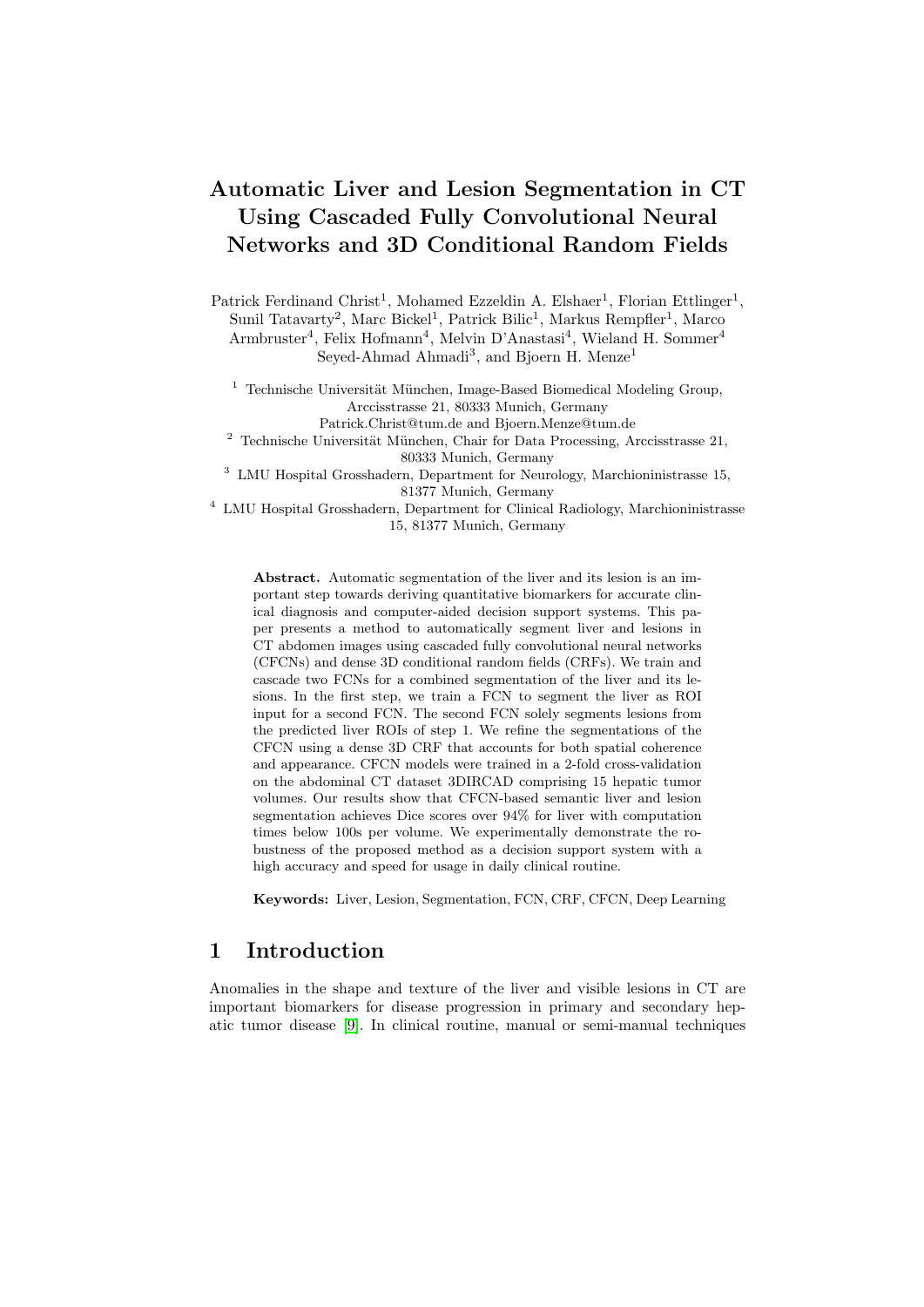# Automatic Liver and Lesion Segmentation in CT Using Cascaded Fully Convolutional Neural Networks and 3D Conditional Random Fields

Patrick Ferdinand Christ[1], Mohamed Ezzeldin A. Elshaer[1], Florian Ettlinger[1], Sunil Tatavarty[2], Marc Bickel[1], Patrick Bilic[1], Markus Rempfler[1], Marco Armbruster[4], Felix Hofmann[4], Melvin D'Anastasi[4], Wieland H. Sommer[4] Seyed-Ahmad Ahmadi[3], and Bjoern H. Menze[1]

[1] Technische Universität München, Image-Based Biomedical Modeling Group, Arccisstrasse 21, 80333 Munich, Germany
Patrick.Christ@tum.de and Bjoern.Menze@tum.de

[2] Technische Universität München, Chair for Data Processing, Arccisstrasse 21, 80333 Munich, Germany

[3] LMU Hospital Grosshadern, Department for Neurology, Marchioninistrasse 15, 81377 Munich, Germany

[4] LMU Hospital Grosshadern, Department for Clinical Radiology, Marchioninistrasse 15, 81377 Munich, Germany

**Abstract.** Automatic segmentation of the liver and its lesion is an important step towards deriving quantitative biomarkers for accurate clinical diagnosis and computer-aided decision support systems. This paper presents a method to automatically segment liver and lesions in CT abdomen images using cascaded fully convolutional neural networks (CFCNs) and dense 3D conditional random fields (CRFs). We train and cascade two FCNs for a combined segmentation of the liver and its lesions. In the first step, we train a FCN to segment the liver as ROI input for a second FCN. The second FCN solely segments lesions from the predicted liver ROIs of step 1. We refine the segmentations of the CFCN using a dense 3D CRF that accounts for both spatial coherence and appearance. CFCN models were trained in a 2-fold cross-validation on the abdominal CT dataset 3DIRCAD comprising 15 hepatic tumor volumes. Our results show that CFCN-based semantic liver and lesion segmentation achieves Dice scores over 94% for liver with computation times below 100s per volume. We experimentally demonstrate the robustness of the proposed method as a decision support system with a high accuracy and speed for usage in daily clinical routine.

**Keywords:** Liver, Lesion, Segmentation, FCN, CRF, CFCN, Deep Learning

## 1 Introduction

Anomalies in the shape and texture of the liver and visible lesions in CT are important biomarkers for disease progression in primary and secondary hepatic tumor disease [9]. In clinical routine, manual or semi-manual techniques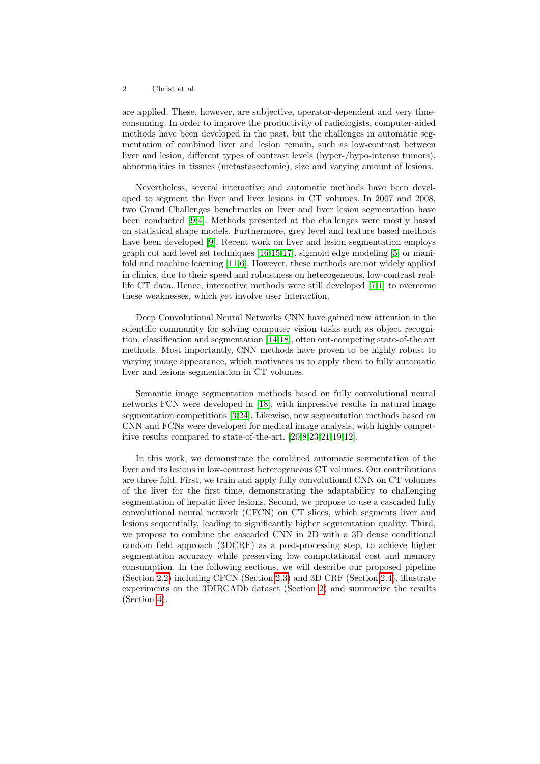are applied. These, however, are subjective, operator-dependent and very time-consuming. In order to improve the productivity of radiologists, computer-aided methods have been developed in the past, but the challenges in automatic segmentation of combined liver and lesion remain, such as low-contrast between liver and lesion, different types of contrast levels (hyper-/hypo-intense tumors), abnormalities in tissues (metastasectomie), size and varying amount of lesions.

Nevertheless, several interactive and automatic methods have been developed to segment the liver and liver lesions in CT volumes. In 2007 and 2008, two Grand Challenges benchmarks on liver and liver lesion segmentation have been conducted [9,4]. Methods presented at the challenges were mostly based on statistical shape models. Furthermore, grey level and texture based methods have been developed [9]. Recent work on liver and lesion segmentation employs graph cut and level set techniques [16,15,17], sigmoid edge modeling [5] or manifold and machine learning [11,6]. However, these methods are not widely applied in clinics, due to their speed and robustness on heterogeneous, low-contrast real-life CT data. Hence, interactive methods were still developed [7,1] to overcome these weaknesses, which yet involve user interaction.

Deep Convolutional Neural Networks CNN have gained new attention in the scientific community for solving computer vision tasks such as object recognition, classification and segmentation [14,18], often out-competing state-of-the art methods. Most importantly, CNN methods have proven to be highly robust to varying image appearance, which motivates us to apply them to fully automatic liver and lesions segmentation in CT volumes.

Semantic image segmentation methods based on fully convolutional neural networks FCN were developed in [18], with impressive results in natural image segmentation competitions [3,24]. Likewise, new segmentation methods based on CNN and FCNs were developed for medical image analysis, with highly competitive results compared to state-of-the-art. [20,8,23,21,19,12].

In this work, we demonstrate the combined automatic segmentation of the liver and its lesions in low-contrast heterogeneous CT volumes. Our contributions are three-fold. First, we train and apply fully convolutional CNN on CT volumes of the liver for the first time, demonstrating the adaptability to challenging segmentation of hepatic liver lesions. Second, we propose to use a cascaded fully convolutional neural network (CFCN) on CT slices, which segments liver and lesions sequentially, leading to significantly higher segmentation quality. Third, we propose to combine the cascaded CNN in 2D with a 3D dense conditional random field approach (3DCRF) as a post-processing step, to achieve higher segmentation accuracy while preserving low computational cost and memory consumption. In the following sections, we will describe our proposed pipeline (Section 2.2) including CFCN (Section 2.3) and 3D CRF (Section 2.4), illustrate experiments on the 3DIRCADb dataset (Section 2) and summarize the results (Section 4).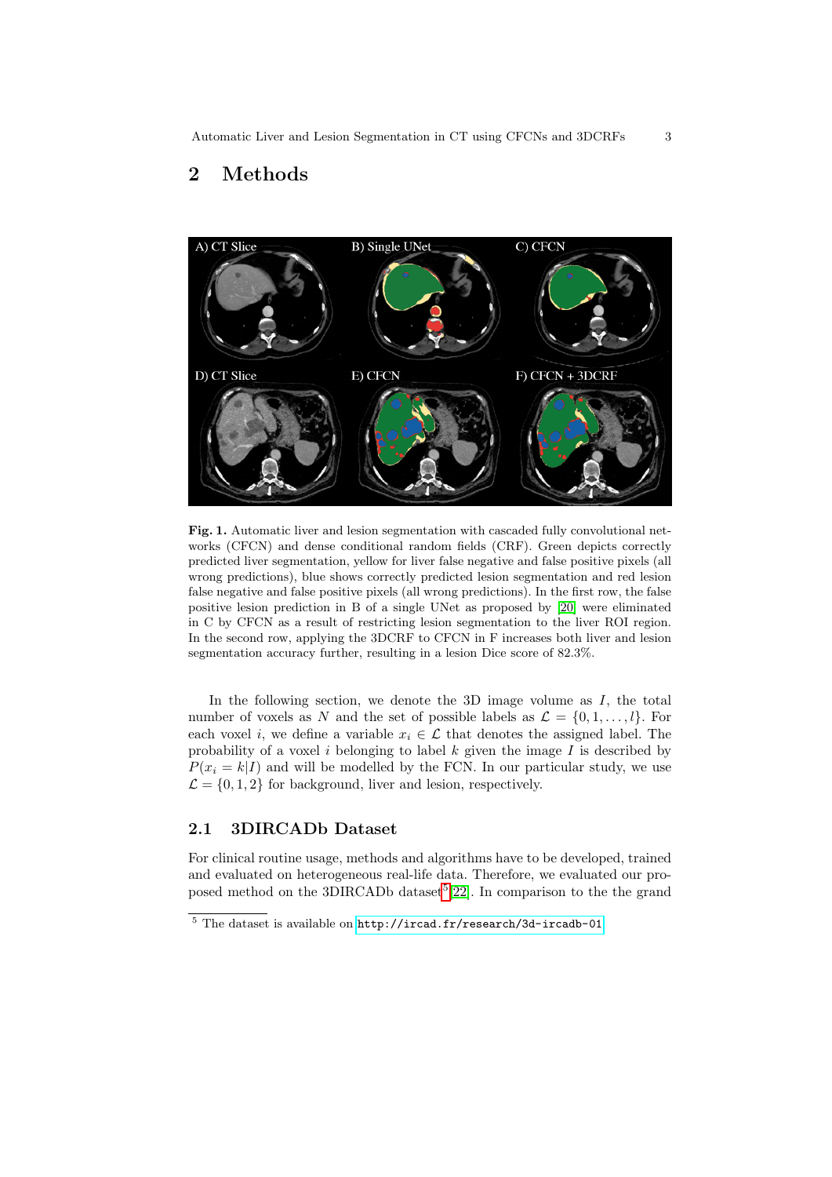## 2 Methods

**Fig. 1.** Automatic liver and lesion segmentation with cascaded fully convolutional networks (CFCN) and dense conditional random fields (CRF). Green depicts correctly predicted liver segmentation, yellow for liver false negative and false positive pixels (all wrong predictions), blue shows correctly predicted lesion segmentation and red lesion false negative and false positive pixels (all wrong predictions). In the first row, the false positive lesion prediction in B of a single UNet as proposed by [20] were eliminated in C by CFCN as a result of restricting lesion segmentation to the liver ROI region. In the second row, applying the 3DCRF to CFCN in F increases both liver and lesion segmentation accuracy further, resulting in a lesion Dice score of 82.3%.

In the following section, we denote the 3D image volume as $I$, the total number of voxels as $N$ and the set of possible labels as $\mathcal{L} = \{0, 1, \ldots, l\}$. For each voxel $i$, we define a variable $x_i \in \mathcal{L}$ that denotes the assigned label. The probability of a voxel $i$ belonging to label $k$ given the image $I$ is described by $P(x_i = k|I)$ and will be modelled by the FCN. In our particular study, we use $\mathcal{L} = \{0, 1, 2\}$ for background, liver and lesion, respectively.

### 2.1 3DIRCADb Dataset

For clinical routine usage, methods and algorithms have to be developed, trained and evaluated on heterogeneous real-life data. Therefore, we evaluated our proposed method on the 3DIRCADb dataset[5] [22]. In comparison to the the grand

[5] The dataset is available on http://ircad.fr/research/3d-ircadb-01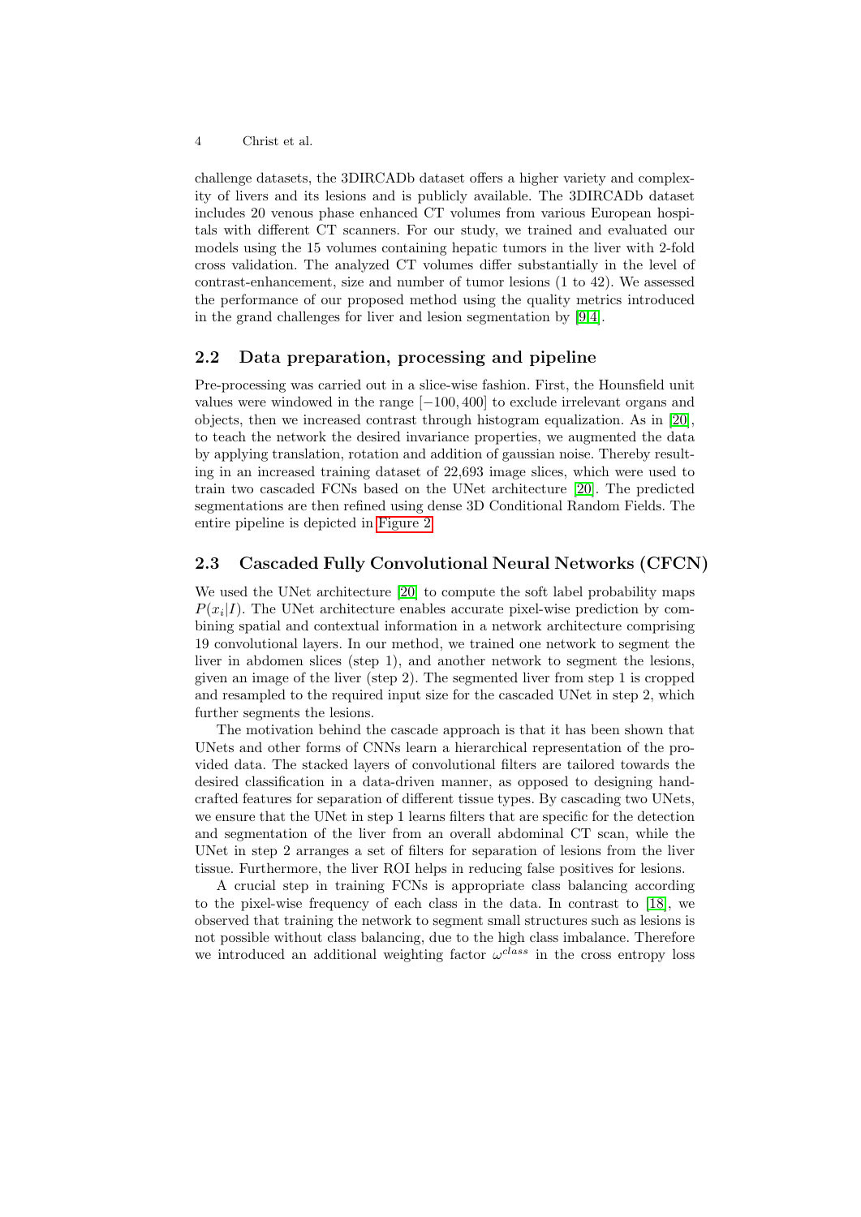challenge datasets, the 3DIRCADb dataset offers a higher variety and complexity of livers and its lesions and is publicly available. The 3DIRCADb dataset includes 20 venous phase enhanced CT volumes from various European hospitals with different CT scanners. For our study, we trained and evaluated our models using the 15 volumes containing hepatic tumors in the liver with 2-fold cross validation. The analyzed CT volumes differ substantially in the level of contrast-enhancement, size and number of tumor lesions (1 to 42). We assessed the performance of our proposed method using the quality metrics introduced in the grand challenges for liver and lesion segmentation by [9,4].

## 2.2 Data preparation, processing and pipeline

Pre-processing was carried out in a slice-wise fashion. First, the Hounsfield unit values were windowed in the range $[-100, 400]$ to exclude irrelevant organs and objects, then we increased contrast through histogram equalization. As in [20], to teach the network the desired invariance properties, we augmented the data by applying translation, rotation and addition of gaussian noise. Thereby resulting in an increased training dataset of 22,693 image slices, which were used to train two cascaded FCNs based on the UNet architecture [20]. The predicted segmentations are then refined using dense 3D Conditional Random Fields. The entire pipeline is depicted in Figure 2.

## 2.3 Cascaded Fully Convolutional Neural Networks (CFCN)

We used the UNet architecture [20] to compute the soft label probability maps $P(x_i|I)$. The UNet architecture enables accurate pixel-wise prediction by combining spatial and contextual information in a network architecture comprising 19 convolutional layers. In our method, we trained one network to segment the liver in abdomen slices (step 1), and another network to segment the lesions, given an image of the liver (step 2). The segmented liver from step 1 is cropped and resampled to the required input size for the cascaded UNet in step 2, which further segments the lesions.

The motivation behind the cascade approach is that it has been shown that UNets and other forms of CNNs learn a hierarchical representation of the provided data. The stacked layers of convolutional filters are tailored towards the desired classification in a data-driven manner, as opposed to designing handcrafted features for separation of different tissue types. By cascading two UNets, we ensure that the UNet in step 1 learns filters that are specific for the detection and segmentation of the liver from an overall abdominal CT scan, while the UNet in step 2 arranges a set of filters for separation of lesions from the liver tissue. Furthermore, the liver ROI helps in reducing false positives for lesions.

A crucial step in training FCNs is appropriate class balancing according to the pixel-wise frequency of each class in the data. In contrast to [18], we observed that training the network to segment small structures such as lesions is not possible without class balancing, due to the high class imbalance. Therefore we introduced an additional weighting factor $\omega^{class}$ in the cross entropy loss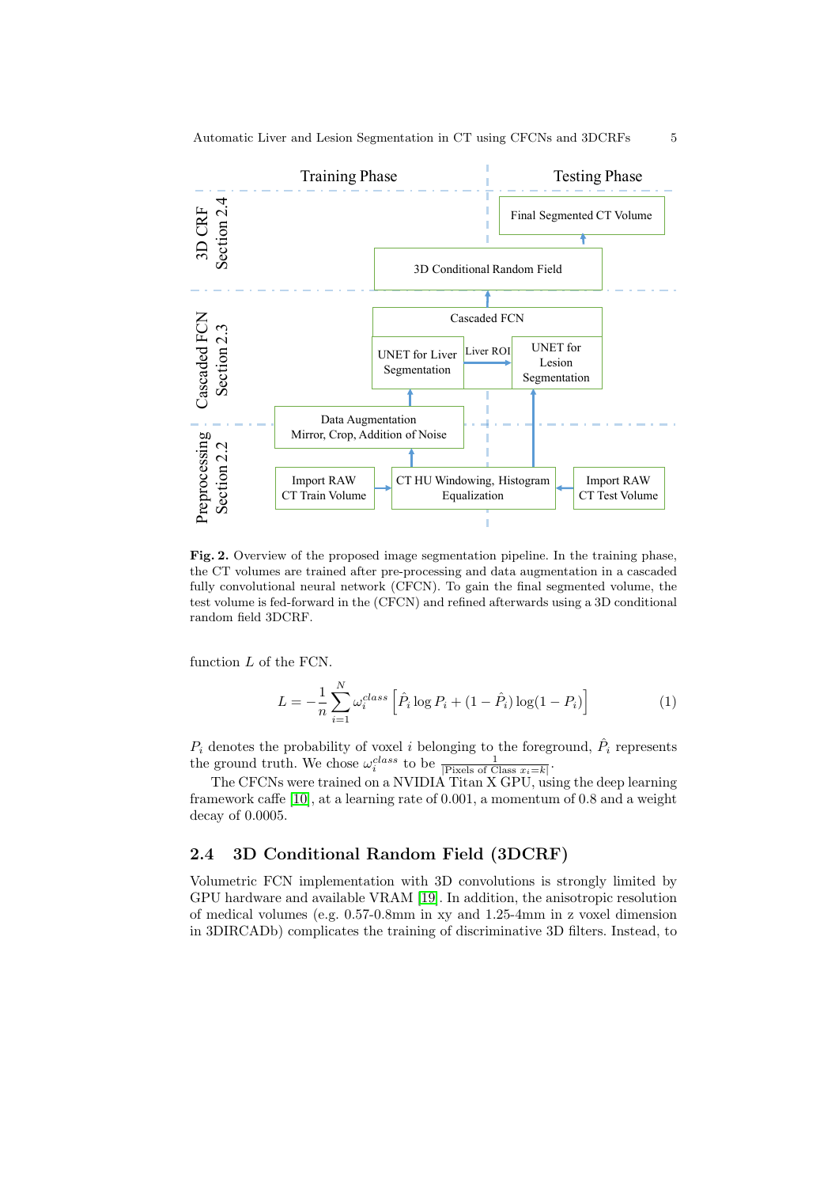**Fig. 2.** Overview of the proposed image segmentation pipeline. In the training phase, the CT volumes are trained after pre-processing and data augmentation in a cascaded fully convolutional neural network (CFCN). To gain the final segmented volume, the test volume is fed-forward in the (CFCN) and refined afterwards using a 3D conditional random field 3DCRF.

function $L$ of the FCN.

$$L = -\frac{1}{n}\sum_{i=1}^{N}\omega_i^{class}\left[\hat{P}_i \log P_i + (1-\hat{P}_i)\log(1-P_i)\right] \quad (1)$$

$P_i$ denotes the probability of voxel $i$ belonging to the foreground, $\hat{P}_i$ represents the ground truth. We chose $\omega_i^{class}$ to be $\frac{1}{|\text{Pixels of Class } x_i = k|}$.

The CFCNs were trained on a NVIDIA Titan X GPU, using the deep learning framework caffe [10], at a learning rate of 0.001, a momentum of 0.8 and a weight decay of 0.0005.

## 2.4 3D Conditional Random Field (3DCRF)

Volumetric FCN implementation with 3D convolutions is strongly limited by GPU hardware and available VRAM [19]. In addition, the anisotropic resolution of medical volumes (e.g. 0.57-0.8mm in xy and 1.25-4mm in z voxel dimension in 3DIRCADb) complicates the training of discriminative 3D filters. Instead, to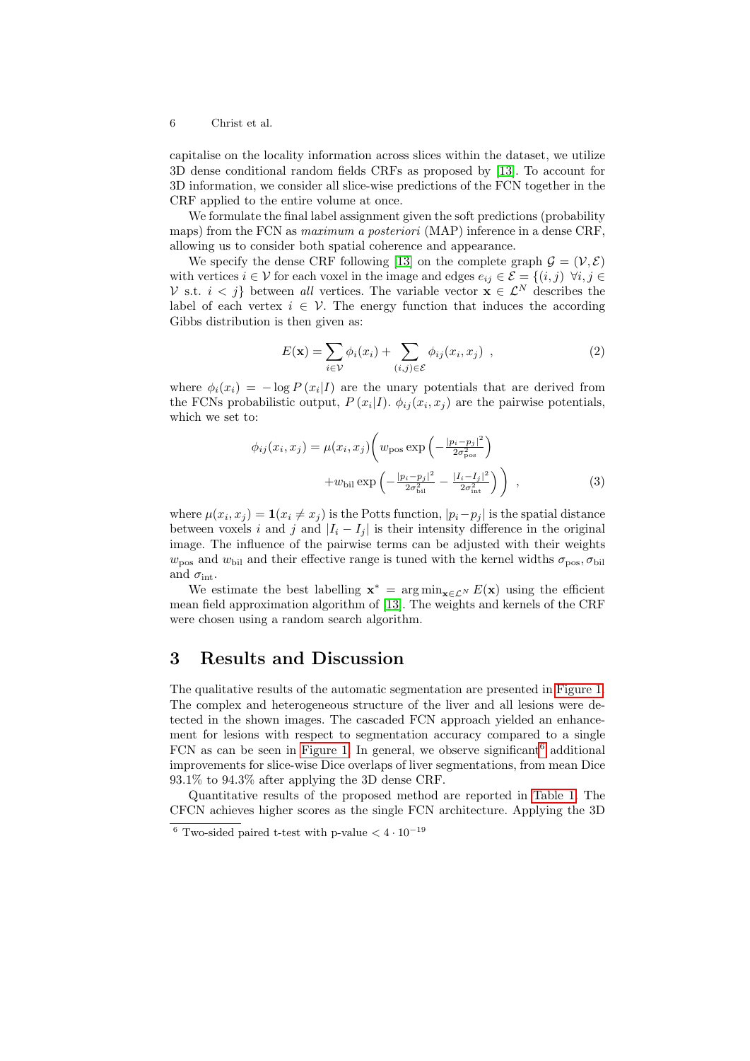capitalise on the locality information across slices within the dataset, we utilize 3D dense conditional random fields CRFs as proposed by [13]. To account for 3D information, we consider all slice-wise predictions of the FCN together in the CRF applied to the entire volume at once.

We formulate the final label assignment given the soft predictions (probability maps) from the FCN as *maximum a posteriori* (MAP) inference in a dense CRF, allowing us to consider both spatial coherence and appearance.

We specify the dense CRF following [13] on the complete graph $\mathcal{G} = (\mathcal{V}, \mathcal{E})$ with vertices $i \in \mathcal{V}$ for each voxel in the image and edges $e_{ij} \in \mathcal{E} = \{(i,j) \ \forall i,j \in \mathcal{V} \text{ s.t. } i < j\}$ between *all* vertices. The variable vector $\mathbf{x} \in \mathcal{L}^N$ describes the label of each vertex $i \in \mathcal{V}$. The energy function that induces the according Gibbs distribution is then given as:

$$E(\mathbf{x}) = \sum_{i \in \mathcal{V}} \phi_i(x_i) + \sum_{(i,j) \in \mathcal{E}} \phi_{ij}(x_i, x_j) \ , \tag{2}$$

where $\phi_i(x_i) = -\log P(x_i|I)$ are the unary potentials that are derived from the FCNs probabilistic output, $P(x_i|I)$. $\phi_{ij}(x_i, x_j)$ are the pairwise potentials, which we set to:

$$\phi_{ij}(x_i, x_j) = \mu(x_i, x_j) \Bigg( w_{\text{pos}} \exp\left(-\tfrac{|p_i - p_j|^2}{2\sigma_{\text{pos}}^2}\right) + w_{\text{bil}} \exp\left(-\tfrac{|p_i - p_j|^2}{2\sigma_{\text{bil}}^2} - \tfrac{|I_i - I_j|^2}{2\sigma_{\text{int}}^2}\right) \Bigg) \ , \tag{3}$$

where $\mu(x_i, x_j) = \mathbf{1}(x_i \neq x_j)$ is the Potts function, $|p_i - p_j|$ is the spatial distance between voxels $i$ and $j$ and $|I_i - I_j|$ is their intensity difference in the original image. The influence of the pairwise terms can be adjusted with their weights $w_{\text{pos}}$ and $w_{\text{bil}}$ and their effective range is tuned with the kernel widths $\sigma_{\text{pos}}, \sigma_{\text{bil}}$ and $\sigma_{\text{int}}$.

We estimate the best labelling $\mathbf{x}^* = \arg\min_{\mathbf{x} \in \mathcal{L}^N} E(\mathbf{x})$ using the efficient mean field approximation algorithm of [13]. The weights and kernels of the CRF were chosen using a random search algorithm.

## 3 Results and Discussion

The qualitative results of the automatic segmentation are presented in Figure 1. The complex and heterogeneous structure of the liver and all lesions were detected in the shown images. The cascaded FCN approach yielded an enhancement for lesions with respect to segmentation accuracy compared to a single FCN as can be seen in Figure 1. In general, we observe significant[6] additional improvements for slice-wise Dice overlaps of liver segmentations, from mean Dice 93.1% to 94.3% after applying the 3D dense CRF.

Quantitative results of the proposed method are reported in Table 1. The CFCN achieves higher scores as the single FCN architecture. Applying the 3D

[6] Two-sided paired t-test with p-value $< 4 \cdot 10^{-19}$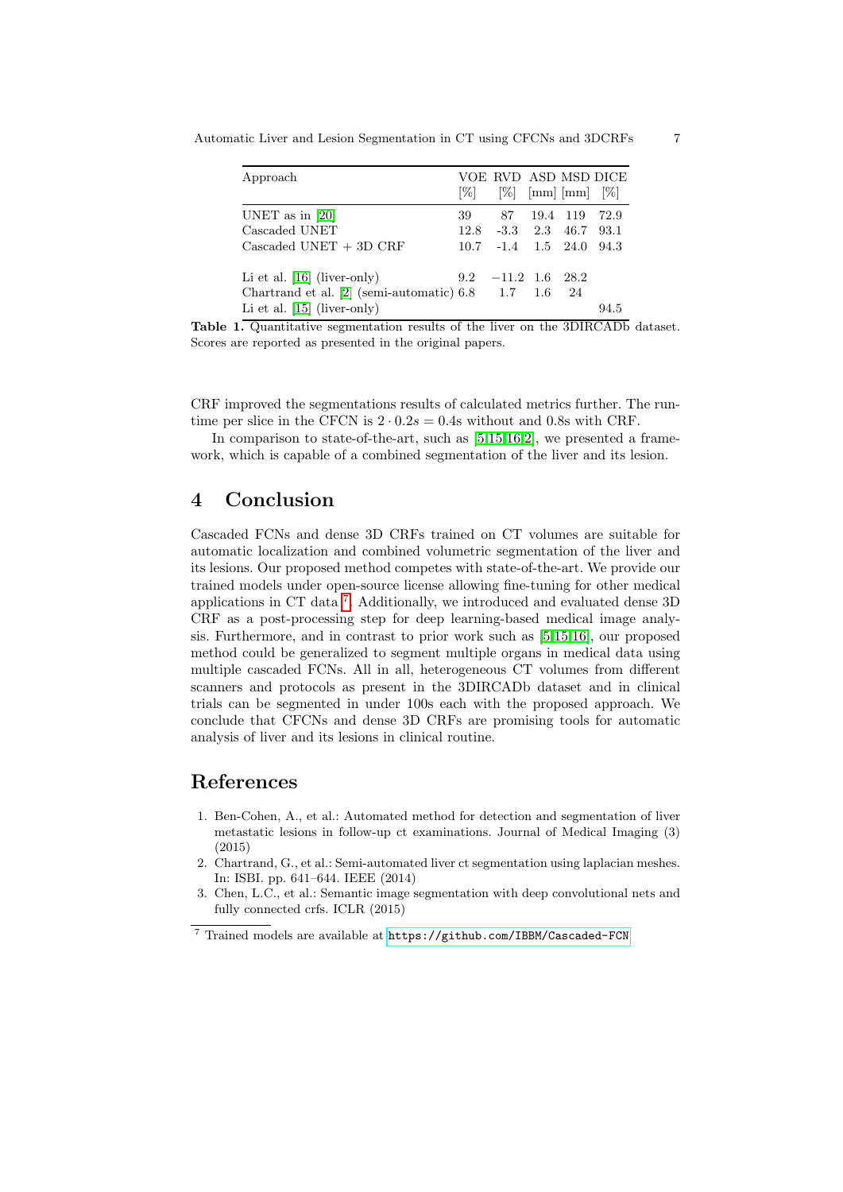| Approach | VOE [%] | RVD [%] | ASD [mm] | MSD [mm] | DICE [%] |
|---|---|---|---|---|---|
| UNET as in [20] | 39 | 87 | 19.4 | 119 | 72.9 |
| Cascaded UNET | 12.8 | -3.3 | 2.3 | 46.7 | 93.1 |
| Cascaded UNET + 3D CRF | 10.7 | -1.4 | 1.5 | 24.0 | 94.3 |
| | | | | | |
| Li et al. [16] (liver-only) | 9.2 | $-11.2$ | 1.6 | 28.2 | |
| Chartrand et al. [2] (semi-automatic) | 6.8 | 1.7 | 1.6 | 24 | |
| Li et al. [15] (liver-only) | | | | | 94.5 |

**Table 1.** Quantitative segmentation results of the liver on the 3DIRCADb dataset. Scores are reported as presented in the original papers.

CRF improved the segmentations results of calculated metrics further. The runtime per slice in the CFCN is $2 \cdot 0.2s = 0.4$s without and 0.8s with CRF.

In comparison to state-of-the-art, such as [5,15,16,2], we presented a framework, which is capable of a combined segmentation of the liver and its lesion.

## 4 Conclusion

Cascaded FCNs and dense 3D CRFs trained on CT volumes are suitable for automatic localization and combined volumetric segmentation of the liver and its lesions. Our proposed method competes with state-of-the-art. We provide our trained models under open-source license allowing fine-tuning for other medical applications in CT data [7]. Additionally, we introduced and evaluated dense 3D CRF as a post-processing step for deep learning-based medical image analysis. Furthermore, and in contrast to prior work such as [5,15,16], our proposed method could be generalized to segment multiple organs in medical data using multiple cascaded FCNs. All in all, heterogeneous CT volumes from different scanners and protocols as present in the 3DIRCADb dataset and in clinical trials can be segmented in under 100s each with the proposed approach. We conclude that CFCNs and dense 3D CRFs are promising tools for automatic analysis of liver and its lesions in clinical routine.

# References

1. Ben-Cohen, A., et al.: Automated method for detection and segmentation of liver metastatic lesions in follow-up ct examinations. Journal of Medical Imaging (3) (2015)
2. Chartrand, G., et al.: Semi-automated liver ct segmentation using laplacian meshes. In: ISBI. pp. 641–644. IEEE (2014)
3. Chen, L.C., et al.: Semantic image segmentation with deep convolutional nets and fully connected crfs. ICLR (2015)

[7] Trained models are available at https://github.com/IBMM/Cascaded-FCN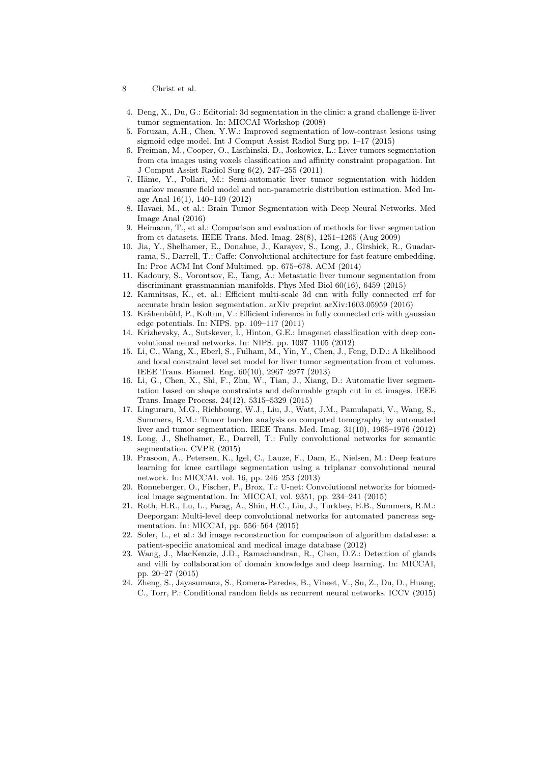4. Deng, X., Du, G.: Editorial: 3d segmentation in the clinic: a grand challenge ii-liver tumor segmentation. In: MICCAI Workshop (2008)
5. Foruzan, A.H., Chen, Y.W.: Improved segmentation of low-contrast lesions using sigmoid edge model. Int J Comput Assist Radiol Surg pp. 1–17 (2015)
6. Freiman, M., Cooper, O., Lischinski, D., Joskowicz, L.: Liver tumors segmentation from cta images using voxels classification and affinity constraint propagation. Int J Comput Assist Radiol Surg 6(2), 247–255 (2011)
7. Häme, Y., Pollari, M.: Semi-automatic liver tumor segmentation with hidden markov measure field model and non-parametric distribution estimation. Med Image Anal 16(1), 140–149 (2012)
8. Havaei, M., et al.: Brain Tumor Segmentation with Deep Neural Networks. Med Image Anal (2016)
9. Heimann, T., et al.: Comparison and evaluation of methods for liver segmentation from ct datasets. IEEE Trans. Med. Imag. 28(8), 1251–1265 (Aug 2009)
10. Jia, Y., Shelhamer, E., Donahue, J., Karayev, S., Long, J., Girshick, R., Guadarrama, S., Darrell, T.: Caffe: Convolutional architecture for fast feature embedding. In: Proc ACM Int Conf Multimed. pp. 675–678. ACM (2014)
11. Kadoury, S., Vorontsov, E., Tang, A.: Metastatic liver tumour segmentation from discriminant grassmannian manifolds. Phys Med Biol 60(16), 6459 (2015)
12. Kamnitsas, K., et. al.: Efficient multi-scale 3d cnn with fully connected crf for accurate brain lesion segmentation. arXiv preprint arXiv:1603.05959 (2016)
13. Krähenbühl, P., Koltun, V.: Efficient inference in fully connected crfs with gaussian edge potentials. In: NIPS. pp. 109–117 (2011)
14. Krizhevsky, A., Sutskever, I., Hinton, G.E.: Imagenet classification with deep convolutional neural networks. In: NIPS. pp. 1097–1105 (2012)
15. Li, C., Wang, X., Eberl, S., Fulham, M., Yin, Y., Chen, J., Feng, D.D.: A likelihood and local constraint level set model for liver tumor segmentation from ct volumes. IEEE Trans. Biomed. Eng. 60(10), 2967–2977 (2013)
16. Li, G., Chen, X., Shi, F., Zhu, W., Tian, J., Xiang, D.: Automatic liver segmentation based on shape constraints and deformable graph cut in ct images. IEEE Trans. Image Process. 24(12), 5315–5329 (2015)
17. Linguraru, M.G., Richbourg, W.J., Liu, J., Watt, J.M., Pamulapati, V., Wang, S., Summers, R.M.: Tumor burden analysis on computed tomography by automated liver and tumor segmentation. IEEE Trans. Med. Imag. 31(10), 1965–1976 (2012)
18. Long, J., Shelhamer, E., Darrell, T.: Fully convolutional networks for semantic segmentation. CVPR (2015)
19. Prasoon, A., Petersen, K., Igel, C., Lauze, F., Dam, E., Nielsen, M.: Deep feature learning for knee cartilage segmentation using a triplanar convolutional neural network. In: MICCAI. vol. 16, pp. 246–253 (2013)
20. Ronneberger, O., Fischer, P., Brox, T.: U-net: Convolutional networks for biomedical image segmentation. In: MICCAI, vol. 9351, pp. 234–241 (2015)
21. Roth, H.R., Lu, L., Farag, A., Shin, H.C., Liu, J., Turkbey, E.B., Summers, R.M.: Deeporgan: Multi-level deep convolutional networks for automated pancreas segmentation. In: MICCAI, pp. 556–564 (2015)
22. Soler, L., et al.: 3d image reconstruction for comparison of algorithm database: a patient-specific anatomical and medical image database (2012)
23. Wang, J., MacKenzie, J.D., Ramachandran, R., Chen, D.Z.: Detection of glands and villi by collaboration of domain knowledge and deep learning. In: MICCAI, pp. 20–27 (2015)
24. Zheng, S., Jayasumana, S., Romera-Paredes, B., Vineet, V., Su, Z., Du, D., Huang, C., Torr, P.: Conditional random fields as recurrent neural networks. ICCV (2015)